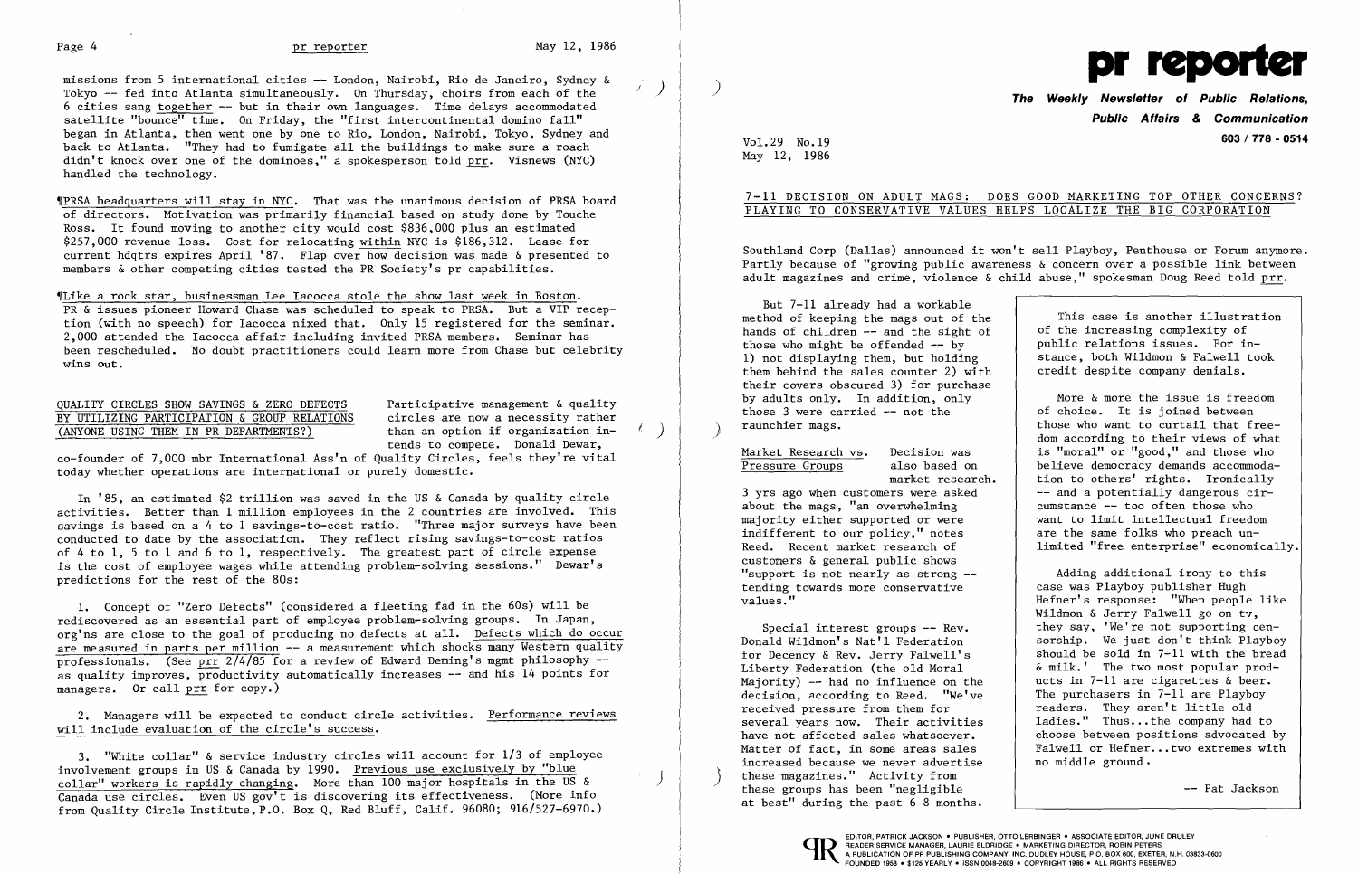missions from 5 international cities -- London, Nairobi, Rio de Janeiro, Sydney & Tokyo -- fed into Atlanta simultaneously. On Thursday, choirs from each of the 6 cities sang together -- but in their own languages. Time delays accommodated satellite "bounce" time. On Friday, the "first intercontinental domino fall" began in Atlanta, then went one by one to Rio, London, Nairobi, Tokyo, Sydney and back to Atlanta. "They had to fumigate all the buildings to make sure a roach didn't knock over one of the dominoes," a spokesperson told prr. Visnews (NYC) handled the technology.

¶PRSA headquarters will stay in NYC. That was the unanimous decision of PRSA board of directors. Motivation was primarily financial based on study done by Touche Ross. It found moving to another city would cost $836,000 plus an estimated $257,000 revenue loss. Cost for relocating within NYC is $186,312. Lease for current hdqtrs expires April '87. Flap over how decision was made & presented to members & other competing cities tested the PR Society's pr capabilities.

¶Like a rock star, businessman Lee Iacocca stole the show last week in Boston. PR & issues pioneer Howard Chase was scheduled to speak to PRSA. But a VIP reception (with no speech) for Iacocca nixed that. Only 15 registered for the seminar. 2,000 attended the Iacocca affair including invited PRSA members. Seminar has been rescheduled. No doubt practitioners could learn more from Chase but celebrity wins out.

## QUALITY CIRCLES SHOW SAVINGS & ZERO DEFECTS BY UTILIZING PARTICIPATION & GROUP RELATIONS (ANYONE USING THEM IN PR DEPARTMENTS?)

Participative management & quality circles are now a necessity rather than an option if organization intends to compete. Donald Dewar, co-founder of 7,000 mbr International Ass'n of Quality Circles, feels they're vital today whether operations are international or purely domestic.

In '85, an estimated $2 trillion was saved in the US & Canada by quality circle activities. Better than 1 million employees in the 2 countries are involved. This savings is based on a 4 to 1 savings-to-cost ratio. "Three major surveys have been conducted to date by the association. They reflect rising savings-to-cost ratios of 4 to 1, 5 to 1 and 6 to 1, respectively. The greatest part of circle expense is the cost of employee wages while attending problem-solving sessions." Dewar's predictions for the rest of the 80s:

1. Concept of "Zero Defects" (considered a fleeting fad in the 60s) will be rediscovered as an essential part of employee problem-solving groups. In Japan, org'ns are close to the goal of producing no defects at all. Defects which do occur are measured in parts per million -- a measurement which shocks many Western quality professionals. (See prr 2/4/85 for a review of Edward Deming's mgmt philosophy -- as quality improves, productivity automatically increases -- and his 14 points for managers. Or call prr for copy.)

2. Managers will be expected to conduct circle activities. Performance reviews will include evaluation of the circle's success.

3. "White collar" & service industry circles will account for 1/3 of employee involvement groups in US & Canada by 1990. Previous use exclusively by "blue collar" workers is rapidly changing. More than 100 major hospitals in the US & Canada use circles. Even US gov't is discovering its effectiveness. (More info from Quality Circle Institute, P.O. Box Q, Red Bluff, Calif. 96080; 916/527-6970.)

# pr reporter

**The Weekly Newsletter of Public Relations, Public Affairs & Communication**

603 / 778 - 0514

Vol.29 No.19
May 12, 1986

## 7-11 DECISION ON ADULT MAGS: DOES GOOD MARKETING TOP OTHER CONCERNS? PLAYING TO CONSERVATIVE VALUES HELPS LOCALIZE THE BIG CORPORATION

Southland Corp (Dallas) announced it won't sell Playboy, Penthouse or Forum anymore. Partly because of "growing public awareness & concern over a possible link between adult magazines and crime, violence & child abuse," spokesman Doug Reed told prr.

But 7-11 already had a workable method of keeping the mags out of the hands of children -- and the sight of those who might be offended -- by 1) not displaying them, but holding them behind the sales counter 2) with their covers obscured 3) for purchase by adults only. In addition, only those 3 were carried -- not the raunchier mags.

**Market Research vs. Pressure Groups** Decision was also based on market research. 3 yrs ago when customers were asked about the mags, "an overwhelming majority either supported or were indifferent to our policy," notes Reed. Recent market research of customers & general public shows "support is not nearly as strong -- tending towards more conservative values."

Special interest groups -- Rev. Donald Wildmon's Nat'l Federation for Decency & Rev. Jerry Falwell's Liberty Federation (the old Moral Majority) -- had no influence on the decision, according to Reed. "We've received pressure from them for several years now. Their activities have not affected sales whatsoever. Matter of fact, in some areas sales increased because we never advertise these magazines." Activity from these groups has been "negligible at best" during the past 6-8 months.

> This case is another illustration of the increasing complexity of public relations issues. For instance, both Wildmon & Falwell took credit despite company denials.
>
> More & more the issue is freedom of choice. It is joined between those who want to curtail that freedom according to their views of what is "moral" or "good," and those who believe democracy demands accommodation to others' rights. Ironically -- and a potentially dangerous circumstance -- too often those who want to limit intellectual freedom are the same folks who preach unlimited "free enterprise" economically.
>
> Adding additional irony to this case was Playboy publisher Hugh Hefner's response: "When people like Wildmon & Jerry Falwell go on tv, they say, 'We're not supporting censorship. We just don't think Playboy should be sold in 7-11 with the bread & milk.' The two most popular products in 7-11 are cigarettes & beer. The purchasers in 7-11 are Playboy readers. They aren't little old ladies." Thus...the company had to choose between positions advocated by Falwell or Hefner...two extremes with no middle ground.
>
> -- Pat Jackson

EDITOR, PATRICK JACKSON • PUBLISHER, OTTO LERBINGER • ASSOCIATE EDITOR, JUNE DRULEY
READER SERVICE MANAGER, LAURIE ELDRIDGE • MARKETING DIRECTOR, ROBIN PETERS
A PUBLICATION OF PR PUBLISHING COMPANY, INC. DUDLEY HOUSE, P.O. BOX 600, EXETER, N.H. 03833-0600
FOUNDED 1958 • $125 YEARLY • ISSN 0048-2609 • COPYRIGHT 1986 • ALL RIGHTS RESERVED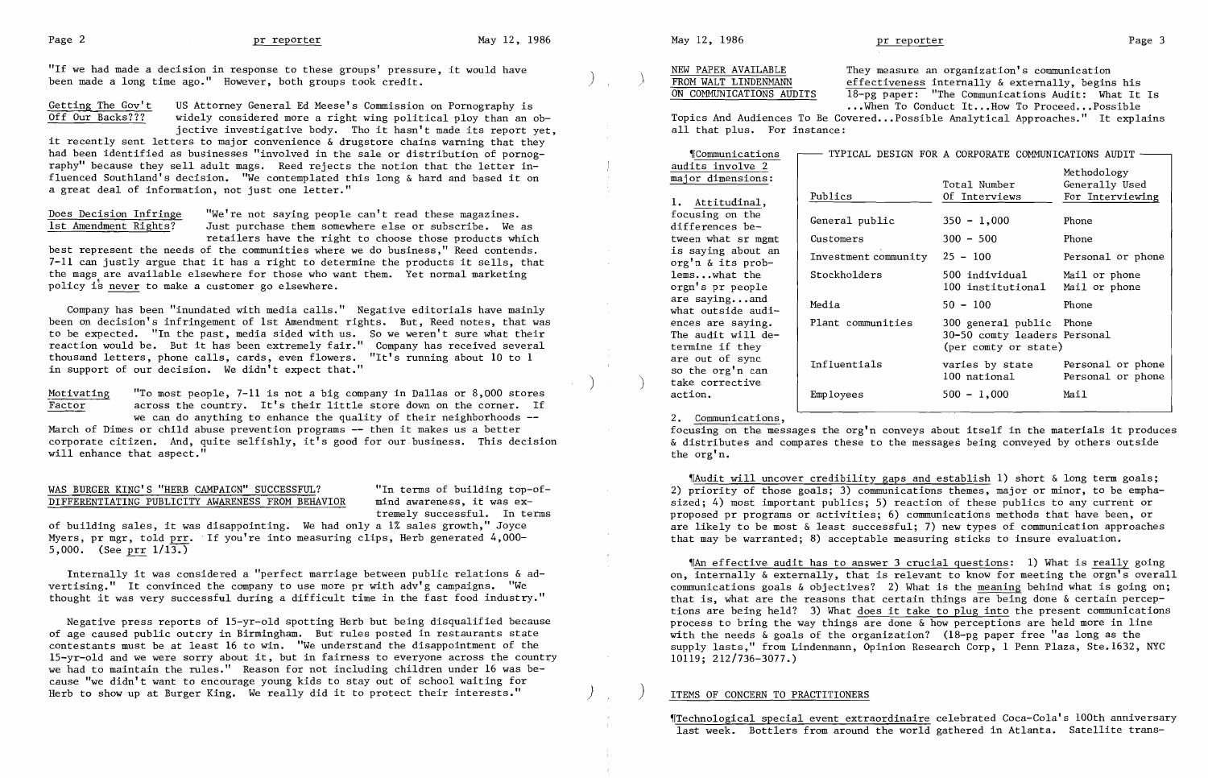"If we had made a decision in response to these groups' pressure, it would have been made a long time ago." However, both groups took credit.

**Getting The Gov't Off Our Backs???** US Attorney General Ed Meese's Commission on Pornography is widely considered more a right wing political ploy than an objective investigative body. Tho it hasn't made its report yet, it recently sent letters to major convenience & drugstore chains warning that they had been identified as businesses "involved in the sale or distribution of pornography" because they sell adult mags. Reed rejects the notion that the letter influenced Southland's decision. "We contemplated this long & hard and based it on a great deal of information, not just one letter."

**Does Decision Infringe 1st Amendment Rights?** "We're not saying people can't read these magazines. Just purchase them somewhere else or subscribe. We as retailers have the right to choose those products which best represent the needs of the communities where we do business," Reed contends. 7-11 can justly argue that it has a right to determine the products it sells, that the mags are available elsewhere for those who want them. Yet normal marketing policy is never to make a customer go elsewhere.

Company has been "inundated with media calls." Negative editorials have mainly been on decision's infringement of 1st Amendment rights. But, Reed notes, that was to be expected. "In the past, media sided with us. So we weren't sure what their reaction would be. But it has been extremely fair." Company has received several thousand letters, phone calls, cards, even flowers. "It's running about 10 to 1 in support of our decision. We didn't expect that."

**Motivating Factor** "To most people, 7-11 is not a big company in Dallas or 8,000 stores across the country. It's their little store down on the corner. If we can do anything to enhance the quality of their neighborhoods -- March of Dimes or child abuse prevention programs -- then it makes us a better corporate citizen. And, quite selfishly, it's good for our business. This decision will enhance that aspect."

## WAS BURGER KING'S "HERB CAMPAIGN" SUCCESSFUL? DIFFERENTIATING PUBLICITY AWARENESS FROM BEHAVIOR

"In terms of building top-of-mind awareness, it was extremely successful. In terms of building sales, it was disappointing. We had only a 1% sales growth," Joyce Myers, pr mgr, told prr. If you're into measuring clips, Herb generated 4,000-5,000. (See prr 1/13.)

Internally it was considered a "perfect marriage between public relations & advertising." It convinced the company to use more pr with adv'g campaigns. "We thought it was very successful during a difficult time in the fast food industry."

Negative press reports of 15-yr-old spotting Herb but being disqualified because of age caused public outcry in Birmingham. But rules posted in restaurants state contestants must be at least 16 to win. "We understand the disappointment of the 15-yr-old and we were sorry about it, but in fairness to everyone across the country we had to maintain the rules." Reason for not including children under 16 was because "we didn't want to encourage young kids to stay out of school waiting for Herb to show up at Burger King. We really did it to protect their interests."

## NEW PAPER AVAILABLE FROM WALT LINDENMANN ON COMMUNICATIONS AUDITS

They measure an organization's communication effectiveness internally & externally, begins his 18-pg paper: "The Communications Audit: What It Is ...When To Conduct It...How To Proceed...Possible Topics And Audiences To Be Covered...Possible Analytical Approaches." It explains all that plus. For instance:

¶Communications audits involve 2 major dimensions:

1. Attitudinal, focusing on the differences between what sr mgmt is saying about an org'n & its problems...what the orgn's pr people are saying...and what outside audiences are saying. The audit will determine if they are out of sync so the org'n can take corrective action.

TYPICAL DESIGN FOR A CORPORATE COMMUNICATIONS AUDIT

| Publics | Total Number Of Interviews | Methodology Generally Used For Interviewing |
|---|---|---|
| General public | 350 - 1,000 | Phone |
| Customers | 300 - 500 | Phone |
| Investment community | 25 - 100 | Personal or phone |
| Stockholders | 500 individual<br>100 institutional | Mail or phone<br>Mail or phone |
| Media | 50 - 100 | Phone |
| Plant communities | 300 general public<br>30-50 comty leaders<br>(per comty or state) | Phone<br>Personal |
| Influentials | varies by state<br>100 national | Personal or phone<br>Personal or phone |
| Employees | 500 - 1,000 | Mail |

2. Communications, focusing on the messages the org'n conveys about itself in the materials it produces & distributes and compares these to the messages being conveyed by others outside the org'n.

¶Audit will uncover credibility gaps and establish 1) short & long term goals; 2) priority of those goals; 3) communications themes, major or minor, to be emphasized; 4) most important publics; 5) reaction of these publics to any current or proposed pr programs or activities; 6) communications methods that have been, or are likely to be most & least successful; 7) new types of communication approaches that may be warranted; 8) acceptable measuring sticks to insure evaluation.

¶An effective audit has to answer 3 crucial questions: 1) What is really going on, internally & externally, that is relevant to know for meeting the orgn's overall communications goals & objectives? 2) What is the meaning behind what is going on; that is, what are the reasons that certain things are being done & certain perceptions are being held? 3) What does it take to plug into the present communications process to bring the way things are done & how perceptions are held more in line with the needs & goals of the organization? (18-pg paper free "as long as the supply lasts," from Lindenmann, Opinion Research Corp, 1 Penn Plaza, Ste.1632, NYC 10119; 212/736-3077.)

## ITEMS OF CONCERN TO PRACTITIONERS

¶Technological special event extraordinaire celebrated Coca-Cola's 100th anniversary last week. Bottlers from around the world gathered in Atlanta. Satellite trans-